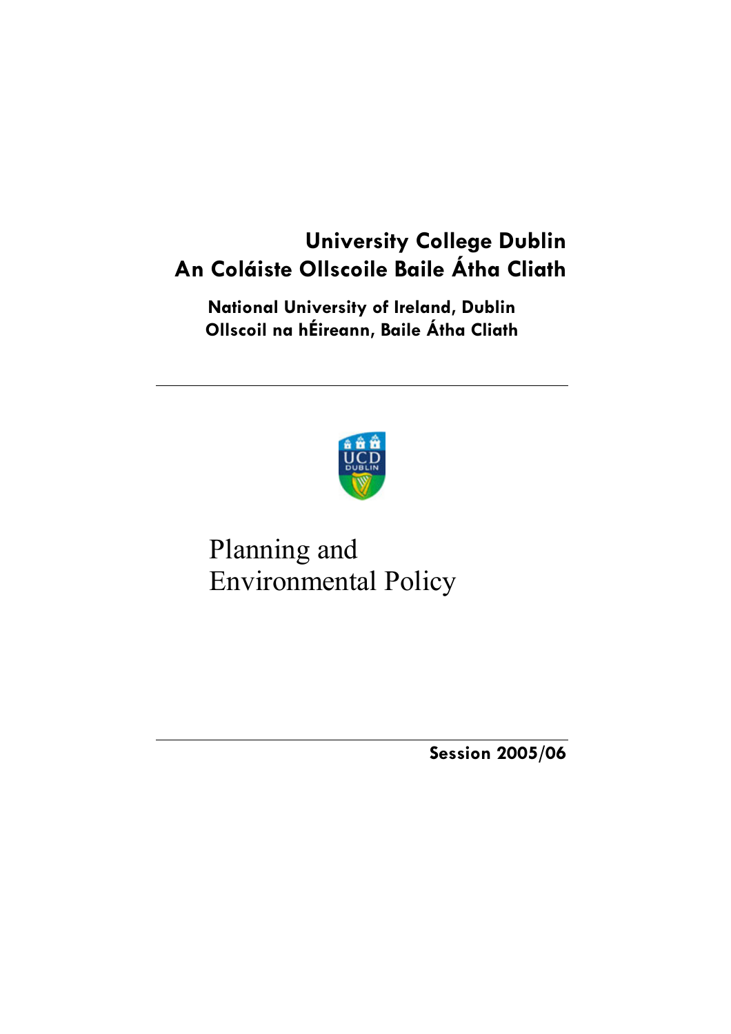# University College Dublin
# An Coláiste Ollscoile Baile Átha Cliath

**National University of Ireland, Dublin**
**Ollscoil na hÉireann, Baile Átha Cliath**

---

Planning and
Environmental Policy

---

**Session 2005/06**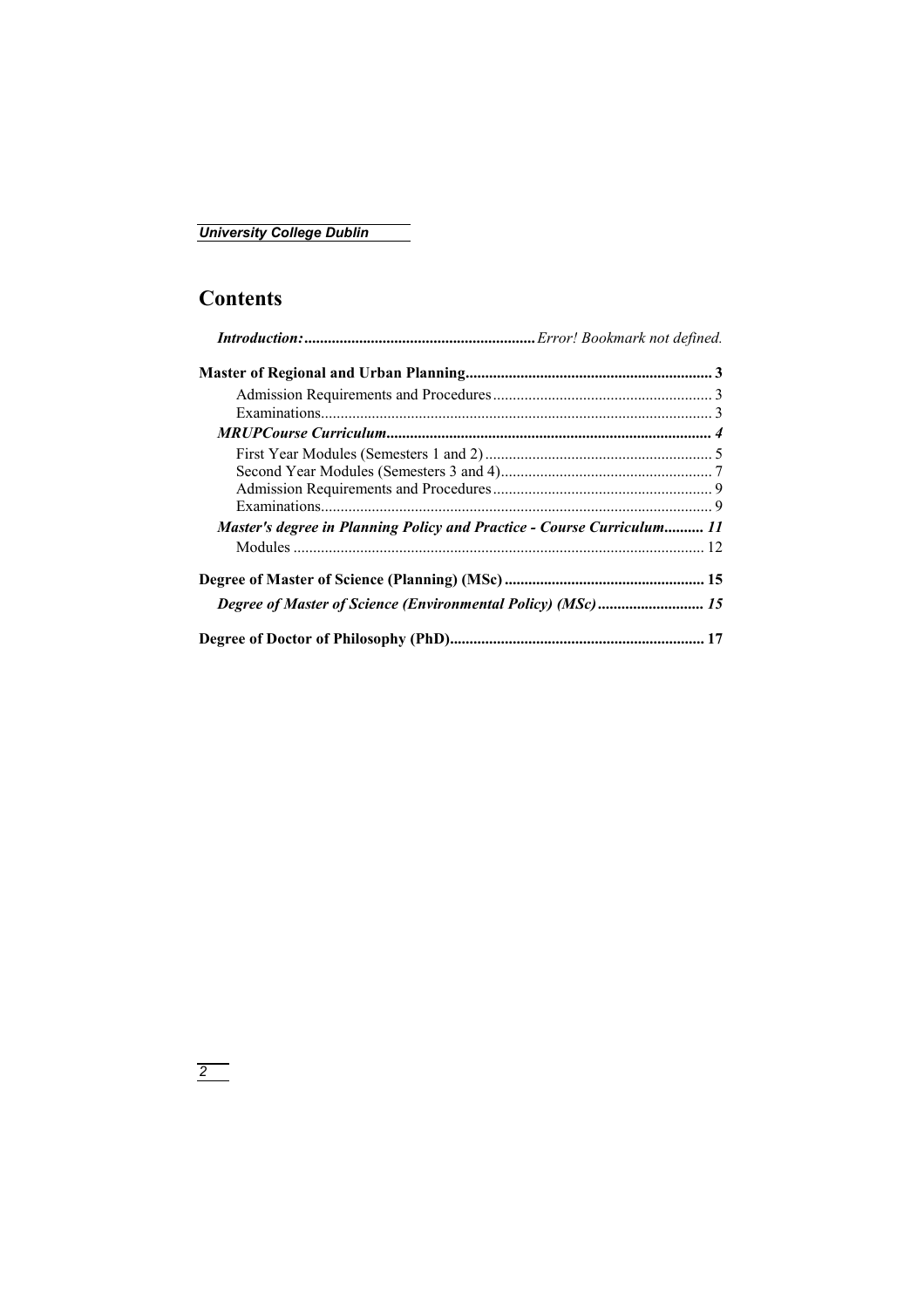# Contents

***Introduction:*** ........................................................... *Error! Bookmark not defined.*

**Master of Regional and Urban Planning** .............................................................. **3**

Admission Requirements and Procedures ........................................................ 3

Examinations................................................................................................... 3

***MRUPCourse Curriculum*** .................................................................................. ***4***

First Year Modules (Semesters 1 and 2) .......................................................... 5

Second Year Modules (Semesters 3 and 4)...................................................... 7

Admission Requirements and Procedures ........................................................ 9

Examinations................................................................................................... 9

***Master's degree in Planning Policy and Practice - Course Curriculum*** .......... ***11***

Modules ........................................................................................................ 12

**Degree of Master of Science (Planning) (MSc)** .................................................. **15**

***Degree of Master of Science (Environmental Policy) (MSc)*** ........................... ***15***

**Degree of Doctor of Philosophy (PhD)** ................................................................ **17**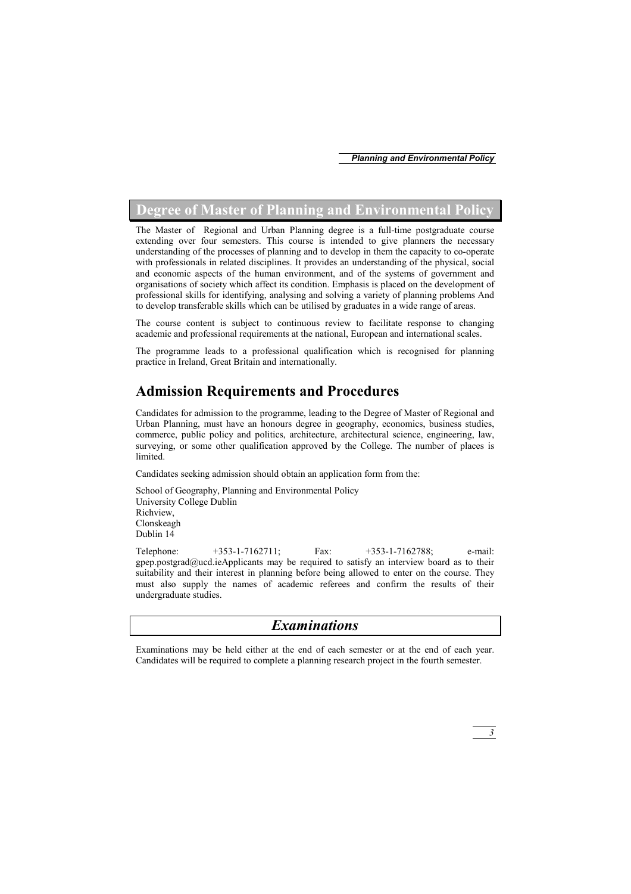# Degree of Master of Planning and Environmental Policy

The Master of Regional and Urban Planning degree is a full-time postgraduate course extending over four semesters. This course is intended to give planners the necessary understanding of the processes of planning and to develop in them the capacity to co-operate with professionals in related disciplines. It provides an understanding of the physical, social and economic aspects of the human environment, and of the systems of government and organisations of society which affect its condition. Emphasis is placed on the development of professional skills for identifying, analysing and solving a variety of planning problems And to develop transferable skills which can be utilised by graduates in a wide range of areas.

The course content is subject to continuous review to facilitate response to changing academic and professional requirements at the national, European and international scales.

The programme leads to a professional qualification which is recognised for planning practice in Ireland, Great Britain and internationally.

## Admission Requirements and Procedures

Candidates for admission to the programme, leading to the Degree of Master of Regional and Urban Planning, must have an honours degree in geography, economics, business studies, commerce, public policy and politics, architecture, architectural science, engineering, law, surveying, or some other qualification approved by the College. The number of places is limited.

Candidates seeking admission should obtain an application form from the:

School of Geography, Planning and Environmental Policy  
University College Dublin  
Richview,  
Clonskeagh  
Dublin 14

Telephone: +353-1-7162711; Fax: +353-1-7162788; e-mail: gpep.postgrad@ucd.ieApplicants may be required to satisfy an interview board as to their suitability and their interest in planning before being allowed to enter on the course. They must also supply the names of academic referees and confirm the results of their undergraduate studies.

## *Examinations*

Examinations may be held either at the end of each semester or at the end of each year. Candidates will be required to complete a planning research project in the fourth semester.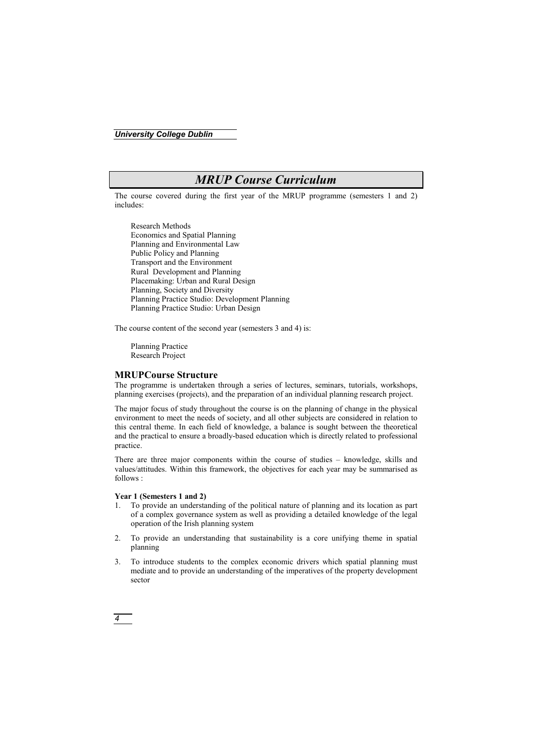# MRUP Course Curriculum

The course covered during the first year of the MRUP programme (semesters 1 and 2) includes:

Research Methods
Economics and Spatial Planning
Planning and Environmental Law
Public Policy and Planning
Transport and the Environment
Rural Development and Planning
Placemaking: Urban and Rural Design
Planning, Society and Diversity
Planning Practice Studio: Development Planning
Planning Practice Studio: Urban Design

The course content of the second year (semesters 3 and 4) is:

Planning Practice
Research Project

## MRUPCourse Structure

The programme is undertaken through a series of lectures, seminars, tutorials, workshops, planning exercises (projects), and the preparation of an individual planning research project.

The major focus of study throughout the course is on the planning of change in the physical environment to meet the needs of society, and all other subjects are considered in relation to this central theme. In each field of knowledge, a balance is sought between the theoretical and the practical to ensure a broadly-based education which is directly related to professional practice.

There are three major components within the course of studies – knowledge, skills and values/attitudes. Within this framework, the objectives for each year may be summarised as follows :

**Year 1 (Semesters 1 and 2)**

1. To provide an understanding of the political nature of planning and its location as part of a complex governance system as well as providing a detailed knowledge of the legal operation of the Irish planning system
2. To provide an understanding that sustainability is a core unifying theme in spatial planning
3. To introduce students to the complex economic drivers which spatial planning must mediate and to provide an understanding of the imperatives of the property development sector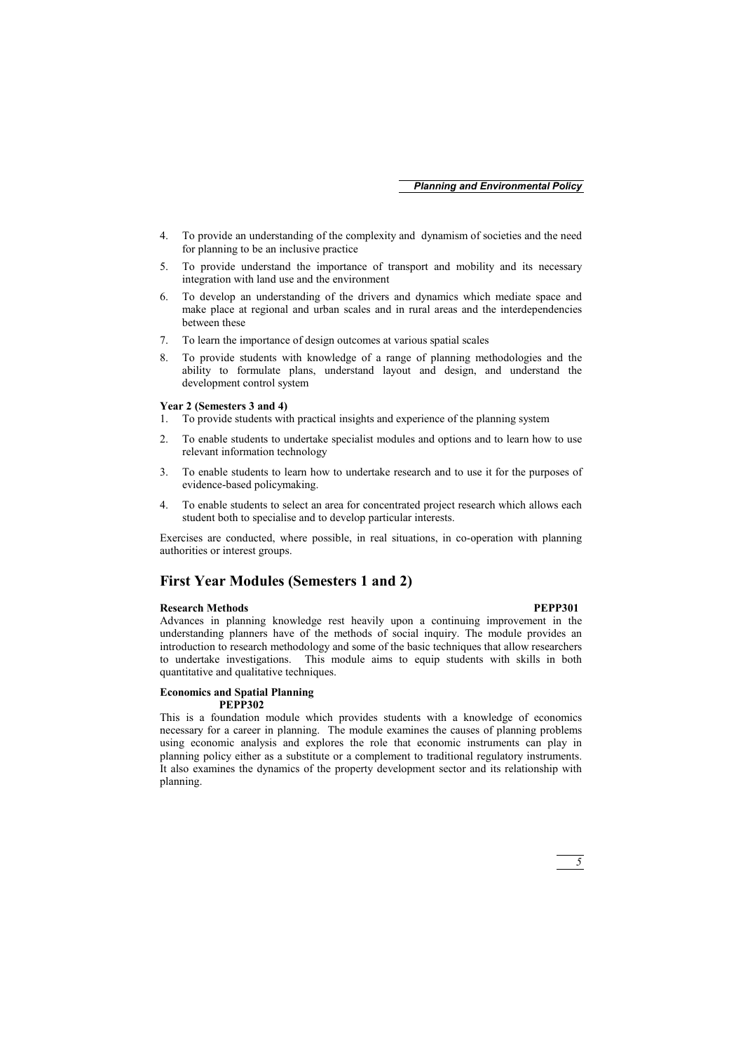4. To provide an understanding of the complexity and dynamism of societies and the need for planning to be an inclusive practice
5. To provide understand the importance of transport and mobility and its necessary integration with land use and the environment
6. To develop an understanding of the drivers and dynamics which mediate space and make place at regional and urban scales and in rural areas and the interdependencies between these
7. To learn the importance of design outcomes at various spatial scales
8. To provide students with knowledge of a range of planning methodologies and the ability to formulate plans, understand layout and design, and understand the development control system

**Year 2 (Semesters 3 and 4)**

1. To provide students with practical insights and experience of the planning system
2. To enable students to undertake specialist modules and options and to learn how to use relevant information technology
3. To enable students to learn how to undertake research and to use it for the purposes of evidence-based policymaking.
4. To enable students to select an area for concentrated project research which allows each student both to specialise and to develop particular interests.

Exercises are conducted, where possible, in real situations, in co-operation with planning authorities or interest groups.

## First Year Modules (Semesters 1 and 2)

**Research Methods** **PEPP301**

Advances in planning knowledge rest heavily upon a continuing improvement in the understanding planners have of the methods of social inquiry. The module provides an introduction to research methodology and some of the basic techniques that allow researchers to undertake investigations. This module aims to equip students with skills in both quantitative and qualitative techniques.

**Economics and Spatial Planning** **PEPP302**

This is a foundation module which provides students with a knowledge of economics necessary for a career in planning. The module examines the causes of planning problems using economic analysis and explores the role that economic instruments can play in planning policy either as a substitute or a complement to traditional regulatory instruments. It also examines the dynamics of the property development sector and its relationship with planning.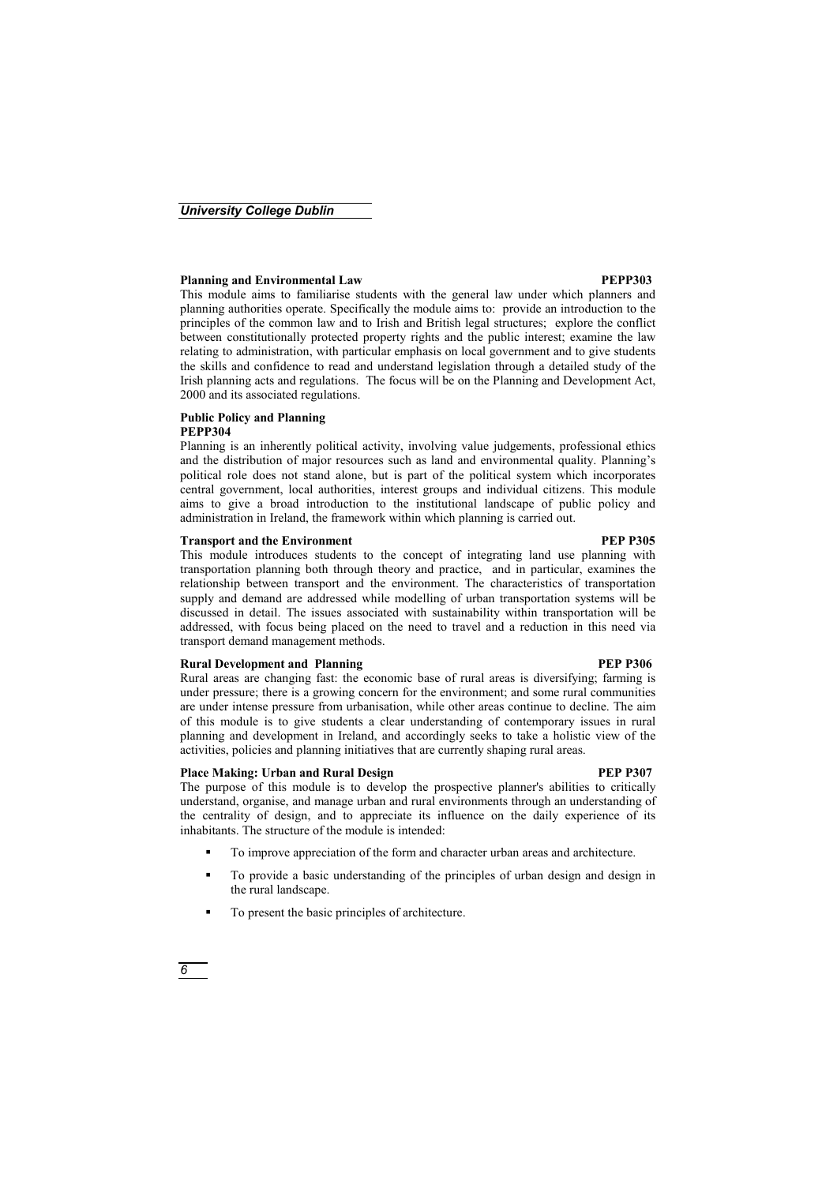**Planning and Environmental Law** **PEPP303**

This module aims to familiarise students with the general law under which planners and planning authorities operate. Specifically the module aims to: provide an introduction to the principles of the common law and to Irish and British legal structures; explore the conflict between constitutionally protected property rights and the public interest; examine the law relating to administration, with particular emphasis on local government and to give students the skills and confidence to read and understand legislation through a detailed study of the Irish planning acts and regulations. The focus will be on the Planning and Development Act, 2000 and its associated regulations.

**Public Policy and Planning**
**PEPP304**

Planning is an inherently political activity, involving value judgements, professional ethics and the distribution of major resources such as land and environmental quality. Planning's political role does not stand alone, but is part of the political system which incorporates central government, local authorities, interest groups and individual citizens. This module aims to give a broad introduction to the institutional landscape of public policy and administration in Ireland, the framework within which planning is carried out.

**Transport and the Environment** **PEP P305**

This module introduces students to the concept of integrating land use planning with transportation planning both through theory and practice, and in particular, examines the relationship between transport and the environment. The characteristics of transportation supply and demand are addressed while modelling of urban transportation systems will be discussed in detail. The issues associated with sustainability within transportation will be addressed, with focus being placed on the need to travel and a reduction in this need via transport demand management methods.

**Rural Development and Planning** **PEP P306**

Rural areas are changing fast: the economic base of rural areas is diversifying; farming is under pressure; there is a growing concern for the environment; and some rural communities are under intense pressure from urbanisation, while other areas continue to decline. The aim of this module is to give students a clear understanding of contemporary issues in rural planning and development in Ireland, and accordingly seeks to take a holistic view of the activities, policies and planning initiatives that are currently shaping rural areas.

**Place Making: Urban and Rural Design** **PEP P307**

The purpose of this module is to develop the prospective planner's abilities to critically understand, organise, and manage urban and rural environments through an understanding of the centrality of design, and to appreciate its influence on the daily experience of its inhabitants. The structure of the module is intended:

- To improve appreciation of the form and character urban areas and architecture.
- To provide a basic understanding of the principles of urban design and design in the rural landscape.
- To present the basic principles of architecture.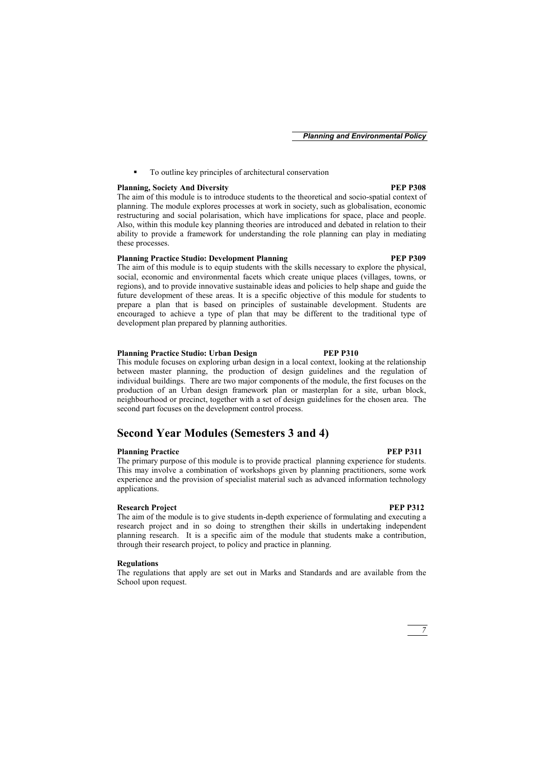- To outline key principles of architectural conservation

**Planning, Society And Diversity** **PEP P308**

The aim of this module is to introduce students to the theoretical and socio-spatial context of planning. The module explores processes at work in society, such as globalisation, economic restructuring and social polarisation, which have implications for space, place and people. Also, within this module key planning theories are introduced and debated in relation to their ability to provide a framework for understanding the role planning can play in mediating these processes.

**Planning Practice Studio: Development Planning** **PEP P309**

The aim of this module is to equip students with the skills necessary to explore the physical, social, economic and environmental facets which create unique places (villages, towns, or regions), and to provide innovative sustainable ideas and policies to help shape and guide the future development of these areas. It is a specific objective of this module for students to prepare a plan that is based on principles of sustainable development. Students are encouraged to achieve a type of plan that may be different to the traditional type of development plan prepared by planning authorities.

**Planning Practice Studio: Urban Design** **PEP P310**

This module focuses on exploring urban design in a local context, looking at the relationship between master planning, the production of design guidelines and the regulation of individual buildings. There are two major components of the module, the first focuses on the production of an Urban design framework plan or masterplan for a site, urban block, neighbourhood or precinct, together with a set of design guidelines for the chosen area. The second part focuses on the development control process.

## Second Year Modules (Semesters 3 and 4)

**Planning Practice** **PEP P311**

The primary purpose of this module is to provide practical planning experience for students. This may involve a combination of workshops given by planning practitioners, some work experience and the provision of specialist material such as advanced information technology applications.

**Research Project** **PEP P312**

The aim of the module is to give students in-depth experience of formulating and executing a research project and in so doing to strengthen their skills in undertaking independent planning research. It is a specific aim of the module that students make a contribution, through their research project, to policy and practice in planning.

**Regulations**

The regulations that apply are set out in Marks and Standards and are available from the School upon request.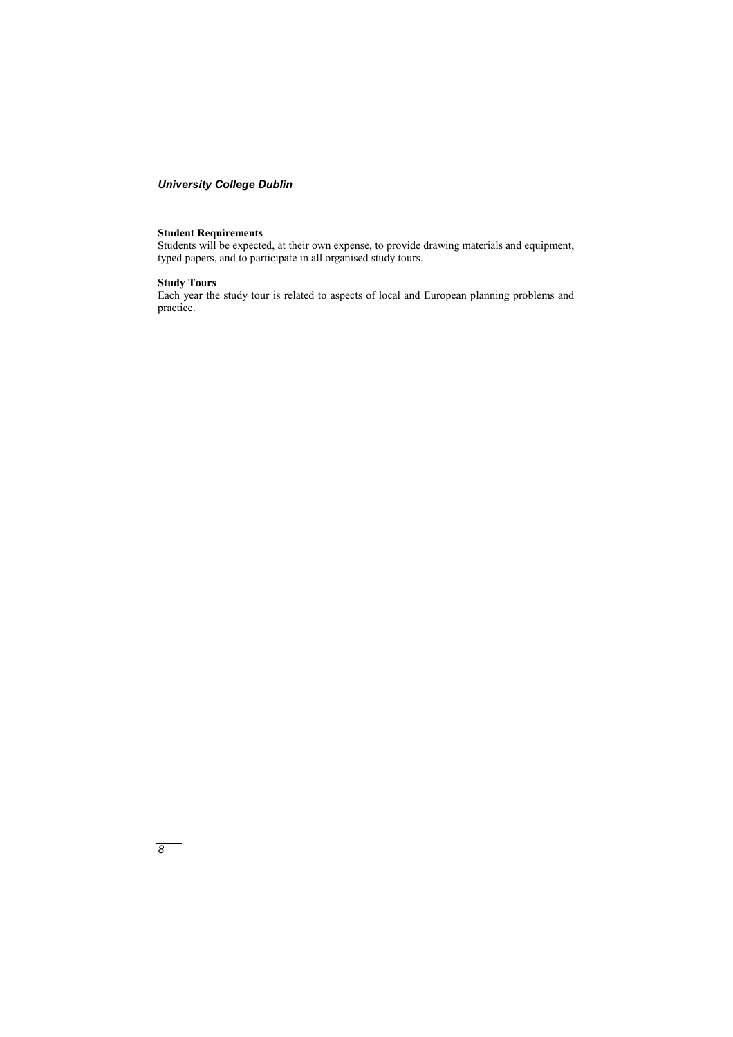**Student Requirements**
Students will be expected, at their own expense, to provide drawing materials and equipment, typed papers, and to participate in all organised study tours.

**Study Tours**
Each year the study tour is related to aspects of local and European planning problems and practice.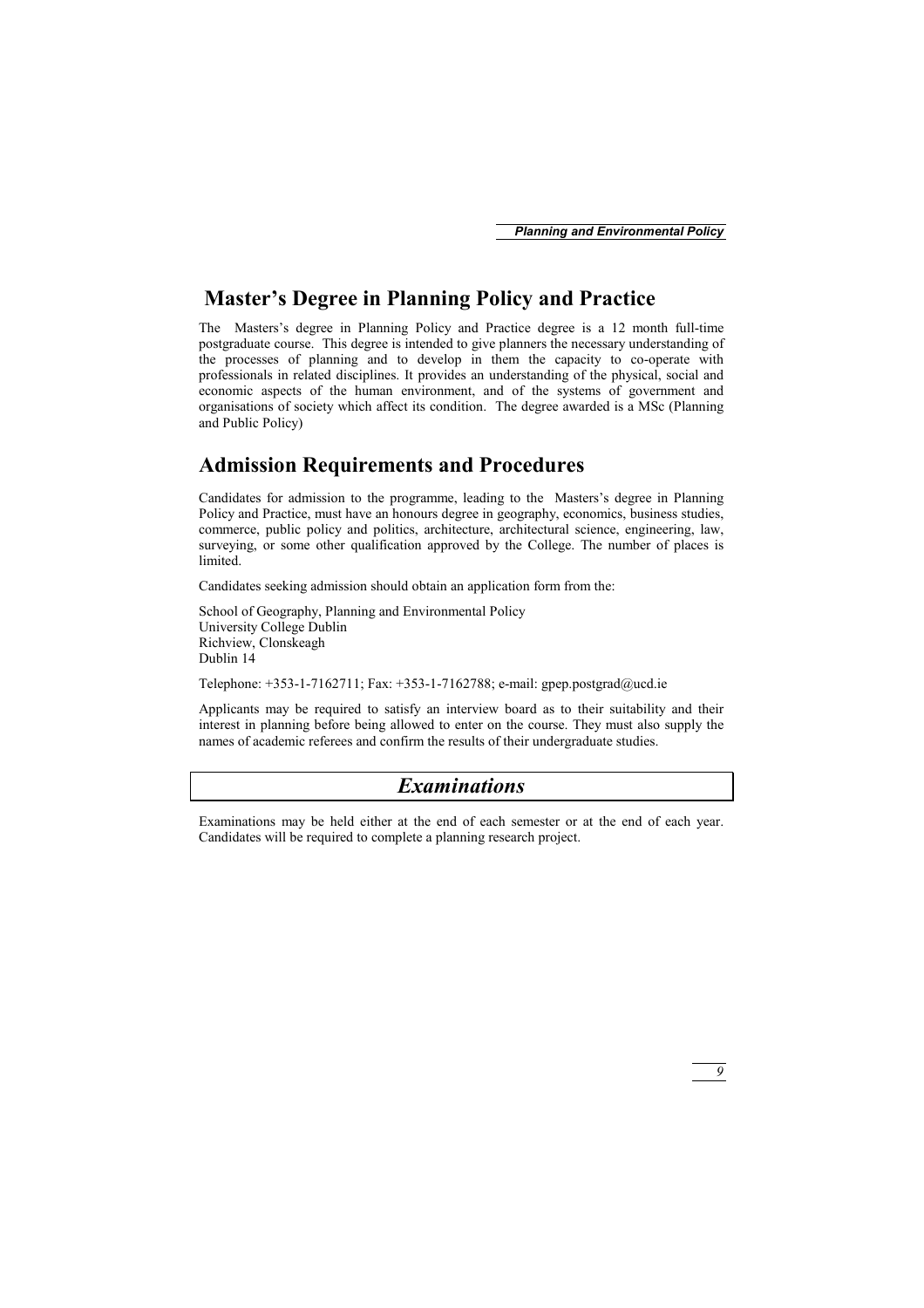## Master's Degree in Planning Policy and Practice

The Masters's degree in Planning Policy and Practice degree is a 12 month full-time postgraduate course. This degree is intended to give planners the necessary understanding of the processes of planning and to develop in them the capacity to co-operate with professionals in related disciplines. It provides an understanding of the physical, social and economic aspects of the human environment, and of the systems of government and organisations of society which affect its condition. The degree awarded is a MSc (Planning and Public Policy)

## Admission Requirements and Procedures

Candidates for admission to the programme, leading to the Masters's degree in Planning Policy and Practice, must have an honours degree in geography, economics, business studies, commerce, public policy and politics, architecture, architectural science, engineering, law, surveying, or some other qualification approved by the College. The number of places is limited.

Candidates seeking admission should obtain an application form from the:

School of Geography, Planning and Environmental Policy
University College Dublin
Richview, Clonskeagh
Dublin 14

Telephone: +353-1-7162711; Fax: +353-1-7162788; e-mail: gpep.postgrad@ucd.ie

Applicants may be required to satisfy an interview board as to their suitability and their interest in planning before being allowed to enter on the course. They must also supply the names of academic referees and confirm the results of their undergraduate studies.

## *Examinations*

Examinations may be held either at the end of each semester or at the end of each year. Candidates will be required to complete a planning research project.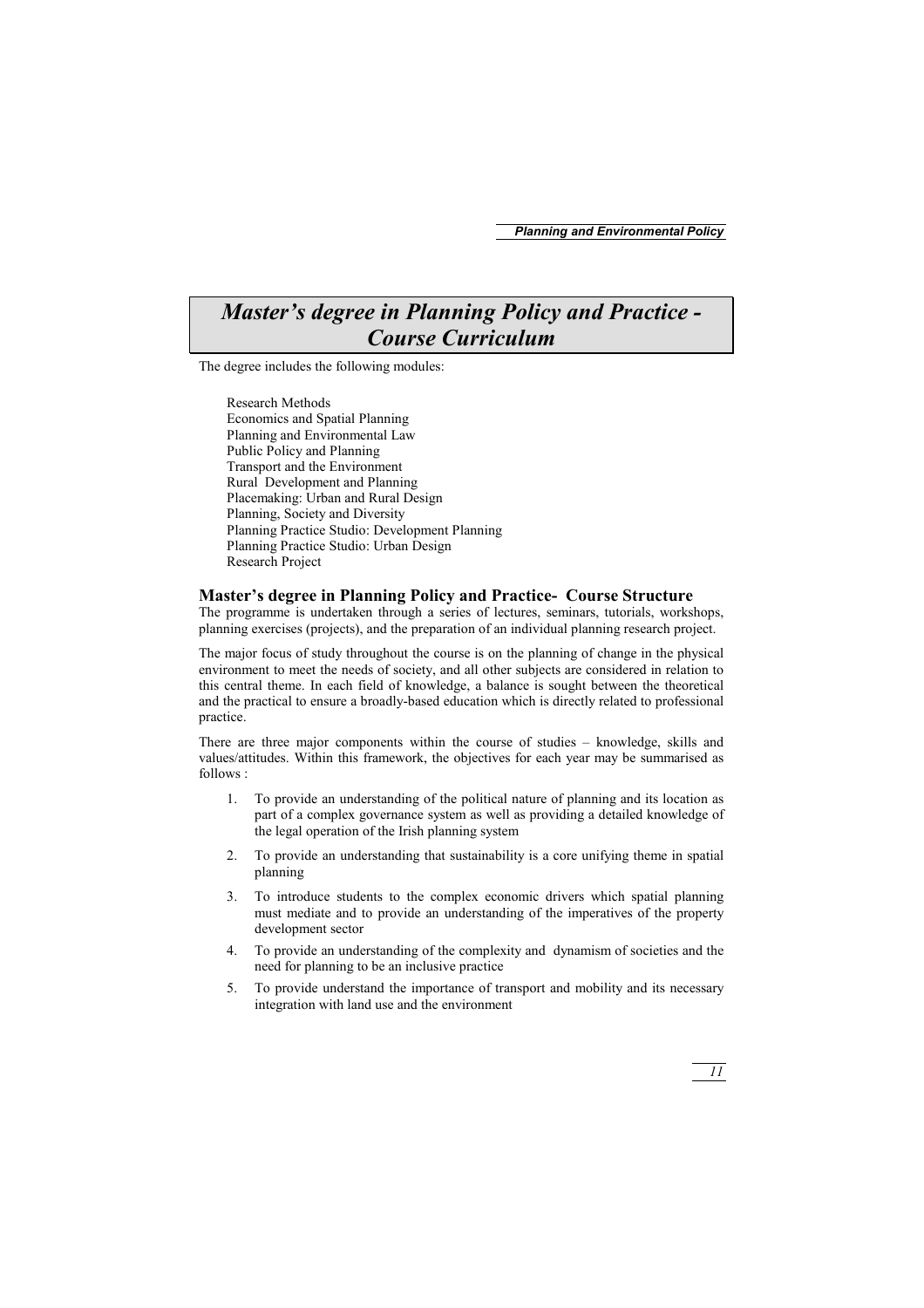# *Master's degree in Planning Policy and Practice - Course Curriculum*

The degree includes the following modules:

Research Methods
Economics and Spatial Planning
Planning and Environmental Law
Public Policy and Planning
Transport and the Environment
Rural Development and Planning
Placemaking: Urban and Rural Design
Planning, Society and Diversity
Planning Practice Studio: Development Planning
Planning Practice Studio: Urban Design
Research Project

## Master's degree in Planning Policy and Practice- Course Structure

The programme is undertaken through a series of lectures, seminars, tutorials, workshops, planning exercises (projects), and the preparation of an individual planning research project.

The major focus of study throughout the course is on the planning of change in the physical environment to meet the needs of society, and all other subjects are considered in relation to this central theme. In each field of knowledge, a balance is sought between the theoretical and the practical to ensure a broadly-based education which is directly related to professional practice.

There are three major components within the course of studies – knowledge, skills and values/attitudes. Within this framework, the objectives for each year may be summarised as follows :

1. To provide an understanding of the political nature of planning and its location as part of a complex governance system as well as providing a detailed knowledge of the legal operation of the Irish planning system
2. To provide an understanding that sustainability is a core unifying theme in spatial planning
3. To introduce students to the complex economic drivers which spatial planning must mediate and to provide an understanding of the imperatives of the property development sector
4. To provide an understanding of the complexity and dynamism of societies and the need for planning to be an inclusive practice
5. To provide understand the importance of transport and mobility and its necessary integration with land use and the environment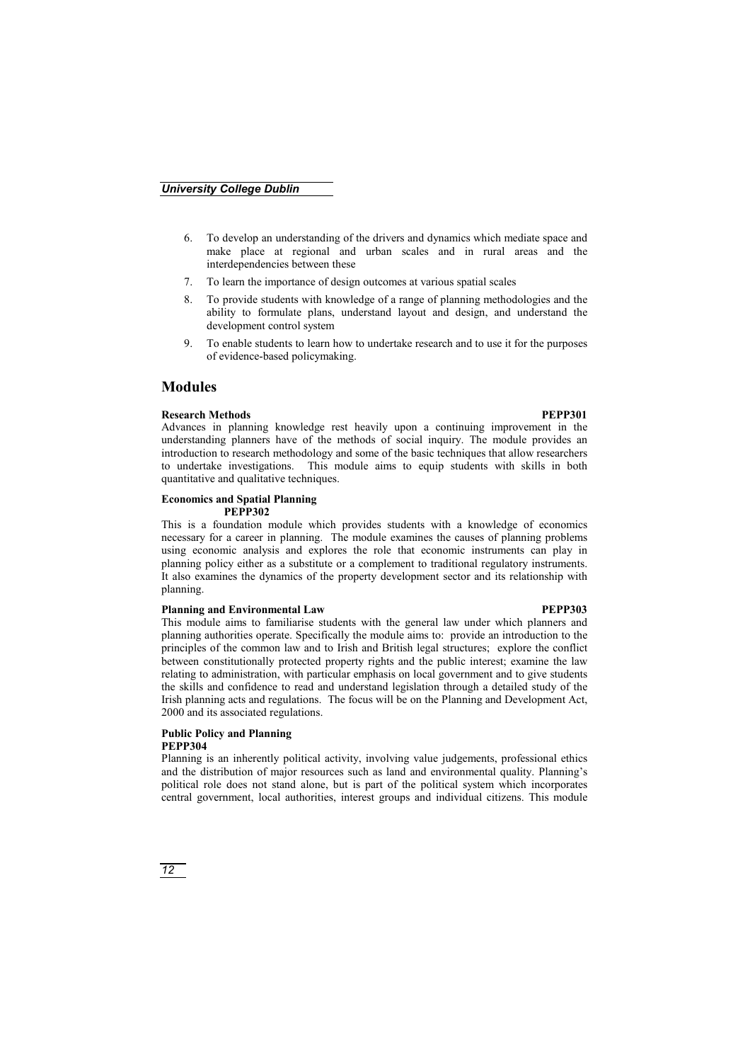6. To develop an understanding of the drivers and dynamics which mediate space and make place at regional and urban scales and in rural areas and the interdependencies between these
7. To learn the importance of design outcomes at various spatial scales
8. To provide students with knowledge of a range of planning methodologies and the ability to formulate plans, understand layout and design, and understand the development control system
9. To enable students to learn how to undertake research and to use it for the purposes of evidence-based policymaking.

## Modules

**Research Methods PEPP301**

Advances in planning knowledge rest heavily upon a continuing improvement in the understanding planners have of the methods of social inquiry. The module provides an introduction to research methodology and some of the basic techniques that allow researchers to undertake investigations. This module aims to equip students with skills in both quantitative and qualitative techniques.

**Economics and Spatial Planning PEPP302**

This is a foundation module which provides students with a knowledge of economics necessary for a career in planning. The module examines the causes of planning problems using economic analysis and explores the role that economic instruments can play in planning policy either as a substitute or a complement to traditional regulatory instruments. It also examines the dynamics of the property development sector and its relationship with planning.

**Planning and Environmental Law PEPP303**

This module aims to familiarise students with the general law under which planners and planning authorities operate. Specifically the module aims to: provide an introduction to the principles of the common law and to Irish and British legal structures; explore the conflict between constitutionally protected property rights and the public interest; examine the law relating to administration, with particular emphasis on local government and to give students the skills and confidence to read and understand legislation through a detailed study of the Irish planning acts and regulations. The focus will be on the Planning and Development Act, 2000 and its associated regulations.

**Public Policy and Planning PEPP304**

Planning is an inherently political activity, involving value judgements, professional ethics and the distribution of major resources such as land and environmental quality. Planning's political role does not stand alone, but is part of the political system which incorporates central government, local authorities, interest groups and individual citizens. This module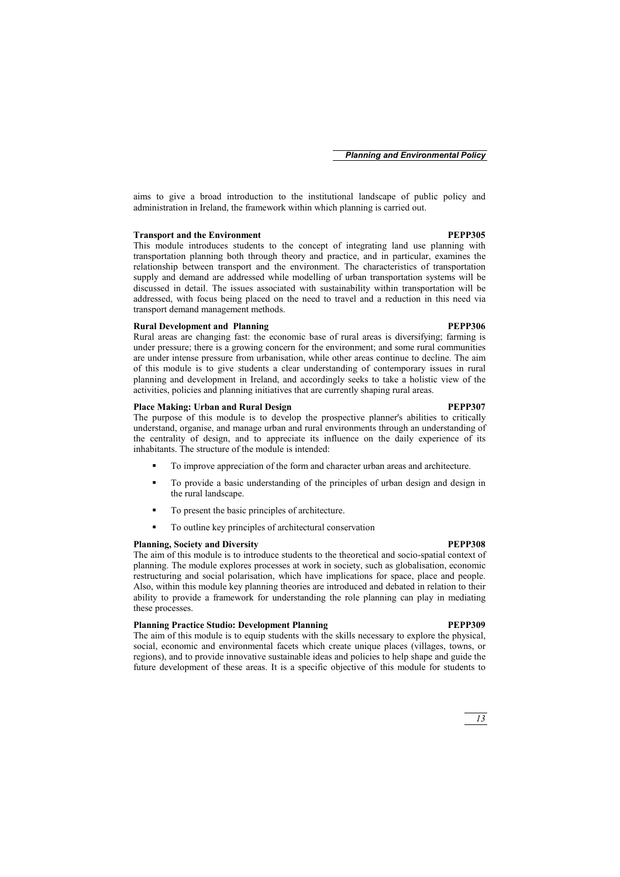aims to give a broad introduction to the institutional landscape of public policy and administration in Ireland, the framework within which planning is carried out.

**Transport and the Environment** **PEPP305**

This module introduces students to the concept of integrating land use planning with transportation planning both through theory and practice, and in particular, examines the relationship between transport and the environment. The characteristics of transportation supply and demand are addressed while modelling of urban transportation systems will be discussed in detail. The issues associated with sustainability within transportation will be addressed, with focus being placed on the need to travel and a reduction in this need via transport demand management methods.

**Rural Development and Planning** **PEPP306**

Rural areas are changing fast: the economic base of rural areas is diversifying; farming is under pressure; there is a growing concern for the environment; and some rural communities are under intense pressure from urbanisation, while other areas continue to decline. The aim of this module is to give students a clear understanding of contemporary issues in rural planning and development in Ireland, and accordingly seeks to take a holistic view of the activities, policies and planning initiatives that are currently shaping rural areas.

**Place Making: Urban and Rural Design** **PEPP307**

The purpose of this module is to develop the prospective planner's abilities to critically understand, organise, and manage urban and rural environments through an understanding of the centrality of design, and to appreciate its influence on the daily experience of its inhabitants. The structure of the module is intended:

- To improve appreciation of the form and character urban areas and architecture.
- To provide a basic understanding of the principles of urban design and design in the rural landscape.
- To present the basic principles of architecture.
- To outline key principles of architectural conservation

**Planning, Society and Diversity** **PEPP308**

The aim of this module is to introduce students to the theoretical and socio-spatial context of planning. The module explores processes at work in society, such as globalisation, economic restructuring and social polarisation, which have implications for space, place and people. Also, within this module key planning theories are introduced and debated in relation to their ability to provide a framework for understanding the role planning can play in mediating these processes.

**Planning Practice Studio: Development Planning** **PEPP309**

The aim of this module is to equip students with the skills necessary to explore the physical, social, economic and environmental facets which create unique places (villages, towns, or regions), and to provide innovative sustainable ideas and policies to help shape and guide the future development of these areas. It is a specific objective of this module for students to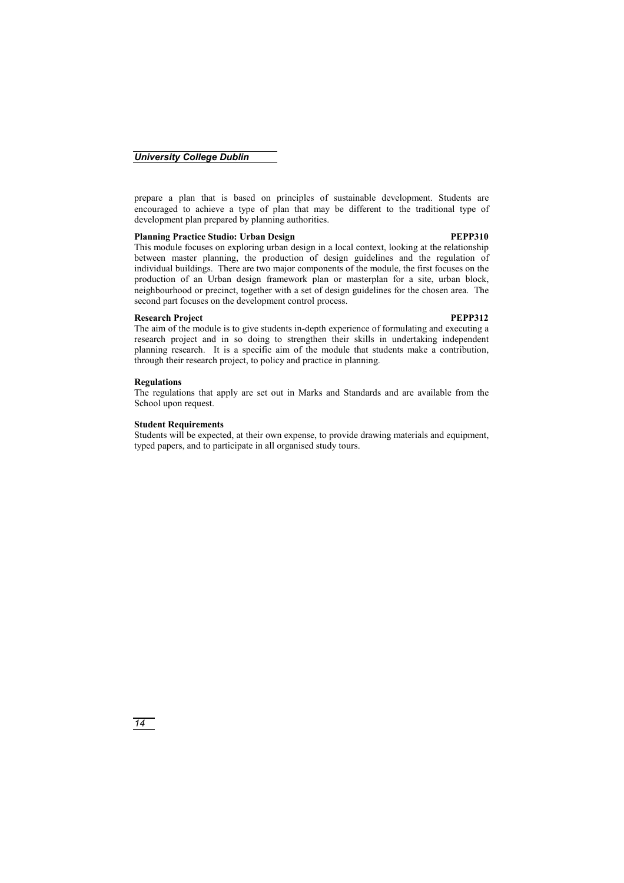prepare a plan that is based on principles of sustainable development. Students are encouraged to achieve a type of plan that may be different to the traditional type of development plan prepared by planning authorities.

**Planning Practice Studio: Urban Design** **PEPP310**

This module focuses on exploring urban design in a local context, looking at the relationship between master planning, the production of design guidelines and the regulation of individual buildings. There are two major components of the module, the first focuses on the production of an Urban design framework plan or masterplan for a site, urban block, neighbourhood or precinct, together with a set of design guidelines for the chosen area. The second part focuses on the development control process.

**Research Project** **PEPP312**

The aim of the module is to give students in-depth experience of formulating and executing a research project and in so doing to strengthen their skills in undertaking independent planning research. It is a specific aim of the module that students make a contribution, through their research project, to policy and practice in planning.

**Regulations**

The regulations that apply are set out in Marks and Standards and are available from the School upon request.

**Student Requirements**

Students will be expected, at their own expense, to provide drawing materials and equipment, typed papers, and to participate in all organised study tours.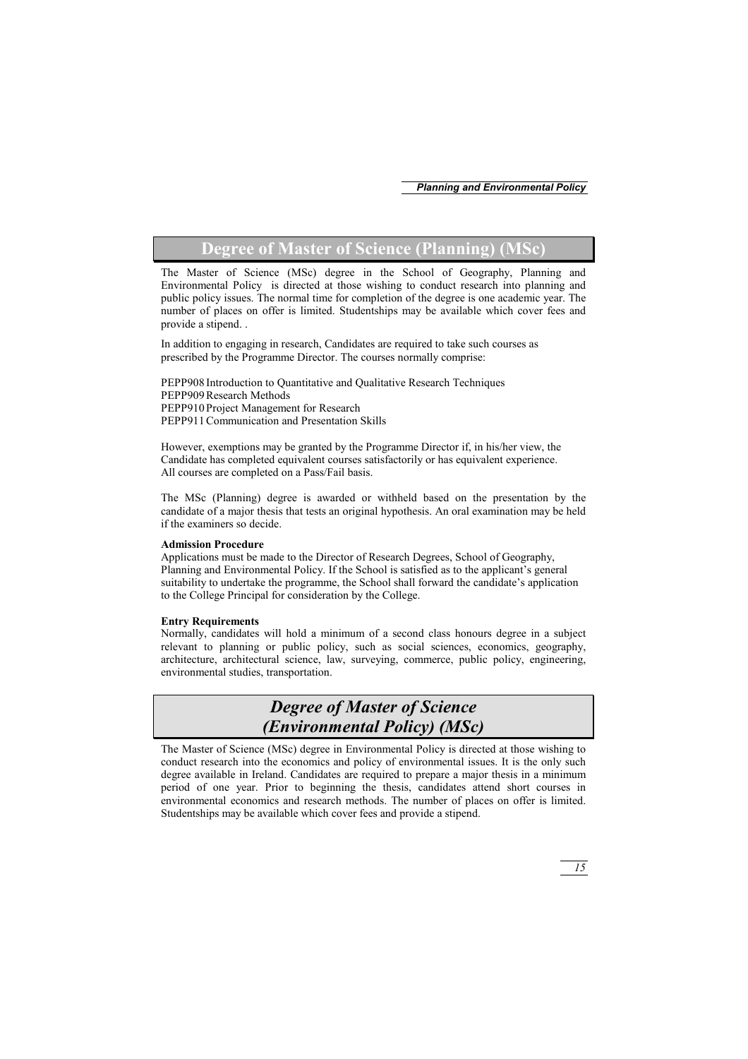## Degree of Master of Science (Planning) (MSc)

The Master of Science (MSc) degree in the School of Geography, Planning and Environmental Policy is directed at those wishing to conduct research into planning and public policy issues. The normal time for completion of the degree is one academic year. The number of places on offer is limited. Studentships may be available which cover fees and provide a stipend. .

In addition to engaging in research, Candidates are required to take such courses as prescribed by the Programme Director. The courses normally comprise:

PEPP908 Introduction to Quantitative and Qualitative Research Techniques
PEPP909 Research Methods
PEPP910 Project Management for Research
PEPP911 Communication and Presentation Skills

However, exemptions may be granted by the Programme Director if, in his/her view, the Candidate has completed equivalent courses satisfactorily or has equivalent experience. All courses are completed on a Pass/Fail basis.

The MSc (Planning) degree is awarded or withheld based on the presentation by the candidate of a major thesis that tests an original hypothesis. An oral examination may be held if the examiners so decide.

**Admission Procedure**
Applications must be made to the Director of Research Degrees, School of Geography, Planning and Environmental Policy. If the School is satisfied as to the applicant's general suitability to undertake the programme, the School shall forward the candidate's application to the College Principal for consideration by the College.

**Entry Requirements**
Normally, candidates will hold a minimum of a second class honours degree in a subject relevant to planning or public policy, such as social sciences, economics, geography, architecture, architectural science, law, surveying, commerce, public policy, engineering, environmental studies, transportation.

## *Degree of Master of Science (Environmental Policy) (MSc)*

The Master of Science (MSc) degree in Environmental Policy is directed at those wishing to conduct research into the economics and policy of environmental issues. It is the only such degree available in Ireland. Candidates are required to prepare a major thesis in a minimum period of one year. Prior to beginning the thesis, candidates attend short courses in environmental economics and research methods. The number of places on offer is limited. Studentships may be available which cover fees and provide a stipend.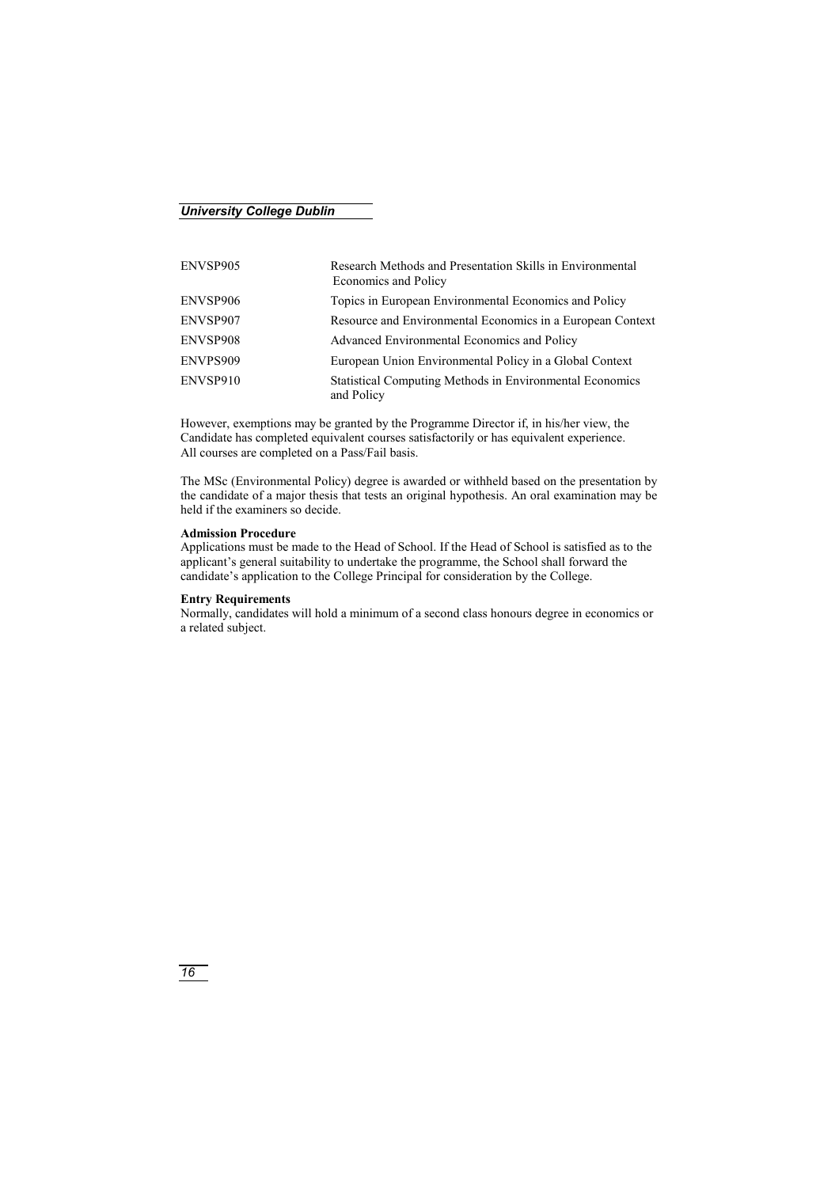| | |
|---|---|
| ENVSP905 | Research Methods and Presentation Skills in Environmental Economics and Policy |
| ENVSP906 | Topics in European Environmental Economics and Policy |
| ENVSP907 | Resource and Environmental Economics in a European Context |
| ENVSP908 | Advanced Environmental Economics and Policy |
| ENVPS909 | European Union Environmental Policy in a Global Context |
| ENVSP910 | Statistical Computing Methods in Environmental Economics and Policy |

However, exemptions may be granted by the Programme Director if, in his/her view, the Candidate has completed equivalent courses satisfactorily or has equivalent experience. All courses are completed on a Pass/Fail basis.

The MSc (Environmental Policy) degree is awarded or withheld based on the presentation by the candidate of a major thesis that tests an original hypothesis. An oral examination may be held if the examiners so decide.

**Admission Procedure**

Applications must be made to the Head of School. If the Head of School is satisfied as to the applicant's general suitability to undertake the programme, the School shall forward the candidate's application to the College Principal for consideration by the College.

**Entry Requirements**

Normally, candidates will hold a minimum of a second class honours degree in economics or a related subject.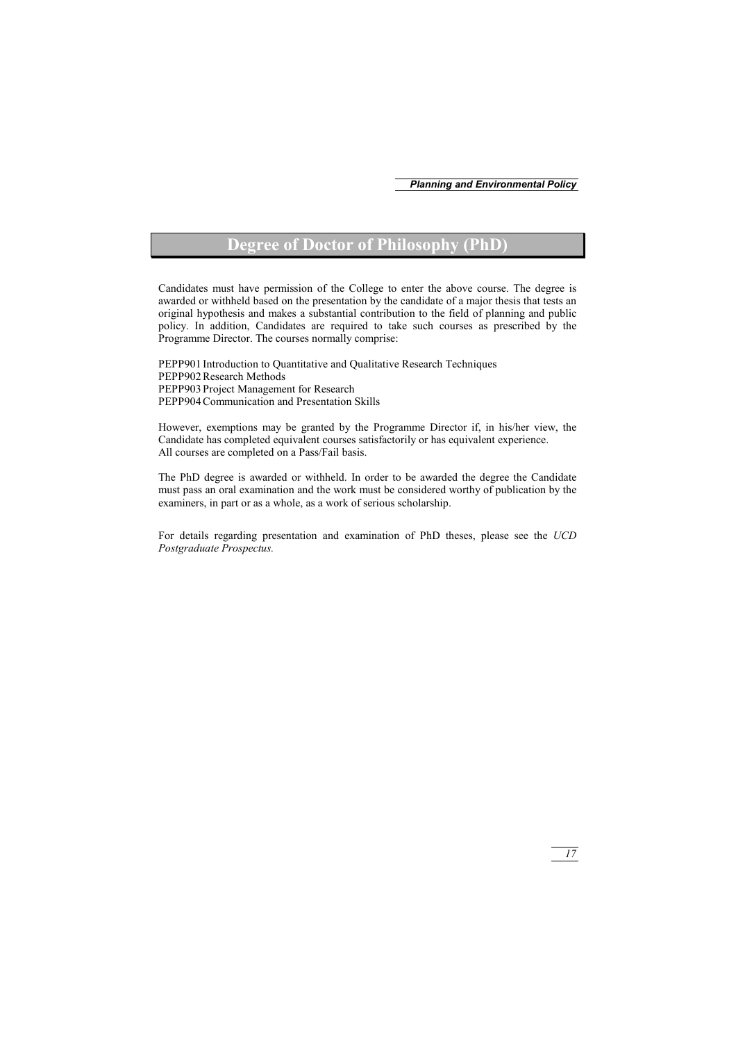## Degree of Doctor of Philosophy (PhD)

Candidates must have permission of the College to enter the above course. The degree is awarded or withheld based on the presentation by the candidate of a major thesis that tests an original hypothesis and makes a substantial contribution to the field of planning and public policy. In addition, Candidates are required to take such courses as prescribed by the Programme Director. The courses normally comprise:

PEPP901 Introduction to Quantitative and Qualitative Research Techniques
PEPP902 Research Methods
PEPP903 Project Management for Research
PEPP904 Communication and Presentation Skills

However, exemptions may be granted by the Programme Director if, in his/her view, the Candidate has completed equivalent courses satisfactorily or has equivalent experience.
All courses are completed on a Pass/Fail basis.

The PhD degree is awarded or withheld. In order to be awarded the degree the Candidate must pass an oral examination and the work must be considered worthy of publication by the examiners, in part or as a whole, as a work of serious scholarship.

For details regarding presentation and examination of PhD theses, please see the *UCD Postgraduate Prospectus.*